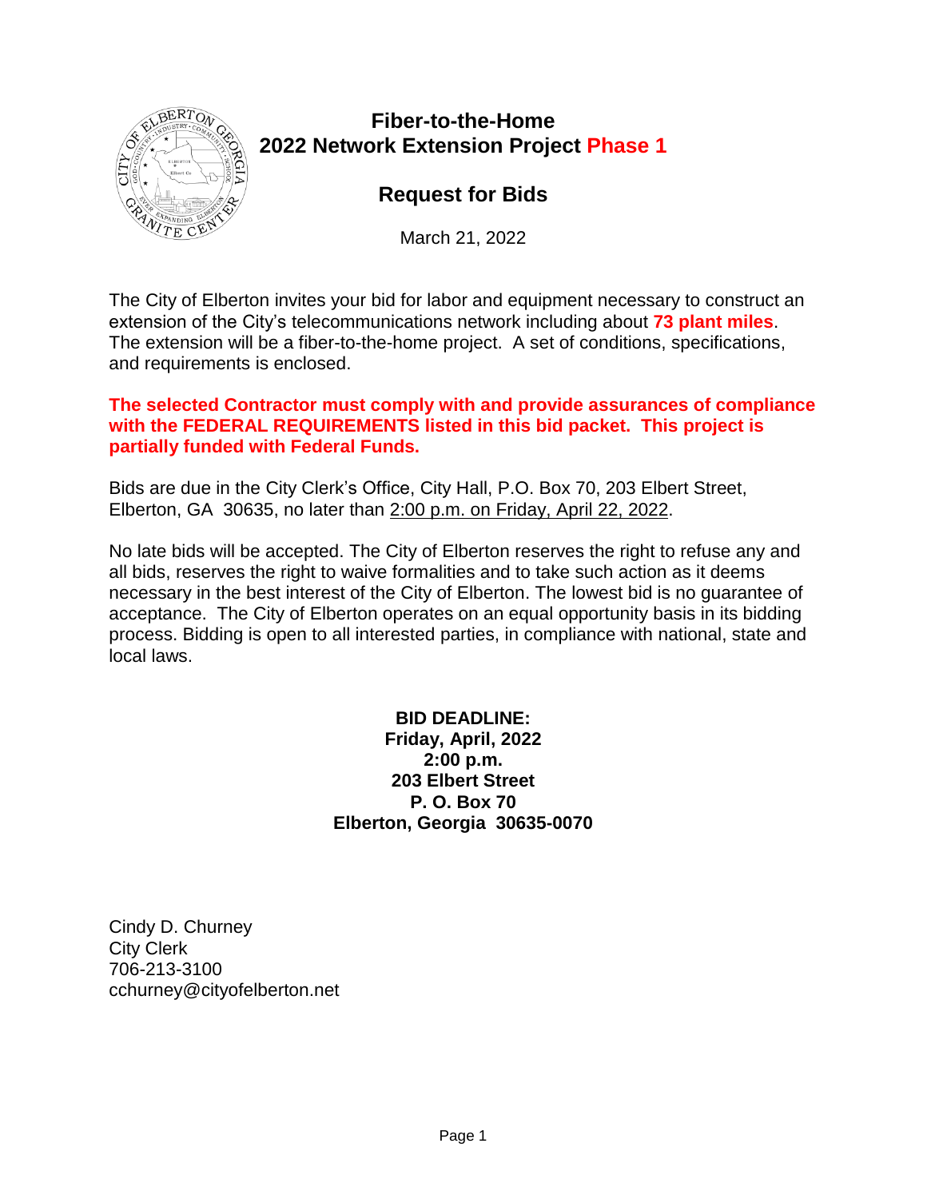# Fiber-to-the-Home
# 2022 Network Extension Project Phase 1

## Request for Bids

March 21, 2022

The City of Elberton invites your bid for labor and equipment necessary to construct an extension of the City's telecommunications network including about **73 plant miles**. The extension will be a fiber-to-the-home project. A set of conditions, specifications, and requirements is enclosed.

**The selected Contractor must comply with and provide assurances of compliance with the FEDERAL REQUIREMENTS listed in this bid packet. This project is partially funded with Federal Funds.**

Bids are due in the City Clerk's Office, City Hall, P.O. Box 70, 203 Elbert Street, Elberton, GA 30635, no later than 2:00 p.m. on Friday, April 22, 2022.

No late bids will be accepted. The City of Elberton reserves the right to refuse any and all bids, reserves the right to waive formalities and to take such action as it deems necessary in the best interest of the City of Elberton. The lowest bid is no guarantee of acceptance. The City of Elberton operates on an equal opportunity basis in its bidding process. Bidding is open to all interested parties, in compliance with national, state and local laws.

**BID DEADLINE:**
**Friday, April, 2022**
**2:00 p.m.**
**203 Elbert Street**
**P. O. Box 70**
**Elberton, Georgia 30635-0070**

Cindy D. Churney
City Clerk
706-213-3100
cchurney@cityofelberton.net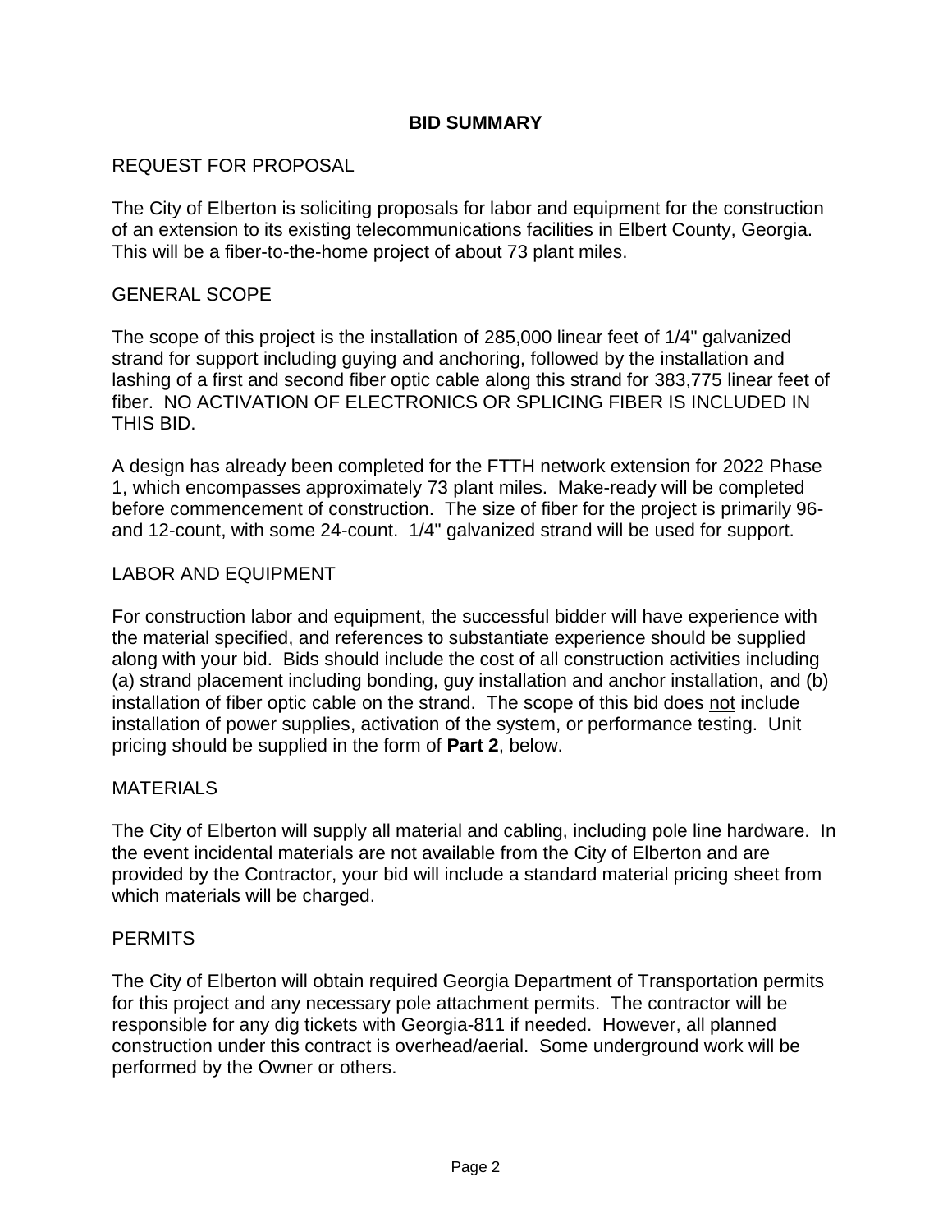# BID SUMMARY

## REQUEST FOR PROPOSAL

The City of Elberton is soliciting proposals for labor and equipment for the construction of an extension to its existing telecommunications facilities in Elbert County, Georgia. This will be a fiber-to-the-home project of about 73 plant miles.

## GENERAL SCOPE

The scope of this project is the installation of 285,000 linear feet of 1/4" galvanized strand for support including guying and anchoring, followed by the installation and lashing of a first and second fiber optic cable along this strand for 383,775 linear feet of fiber. NO ACTIVATION OF ELECTRONICS OR SPLICING FIBER IS INCLUDED IN THIS BID.

A design has already been completed for the FTTH network extension for 2022 Phase 1, which encompasses approximately 73 plant miles. Make-ready will be completed before commencement of construction. The size of fiber for the project is primarily 96- and 12-count, with some 24-count. 1/4" galvanized strand will be used for support.

## LABOR AND EQUIPMENT

For construction labor and equipment, the successful bidder will have experience with the material specified, and references to substantiate experience should be supplied along with your bid. Bids should include the cost of all construction activities including (a) strand placement including bonding, guy installation and anchor installation, and (b) installation of fiber optic cable on the strand. The scope of this bid does not include installation of power supplies, activation of the system, or performance testing. Unit pricing should be supplied in the form of **Part 2**, below.

## MATERIALS

The City of Elberton will supply all material and cabling, including pole line hardware. In the event incidental materials are not available from the City of Elberton and are provided by the Contractor, your bid will include a standard material pricing sheet from which materials will be charged.

## PERMITS

The City of Elberton will obtain required Georgia Department of Transportation permits for this project and any necessary pole attachment permits. The contractor will be responsible for any dig tickets with Georgia-811 if needed. However, all planned construction under this contract is overhead/aerial. Some underground work will be performed by the Owner or others.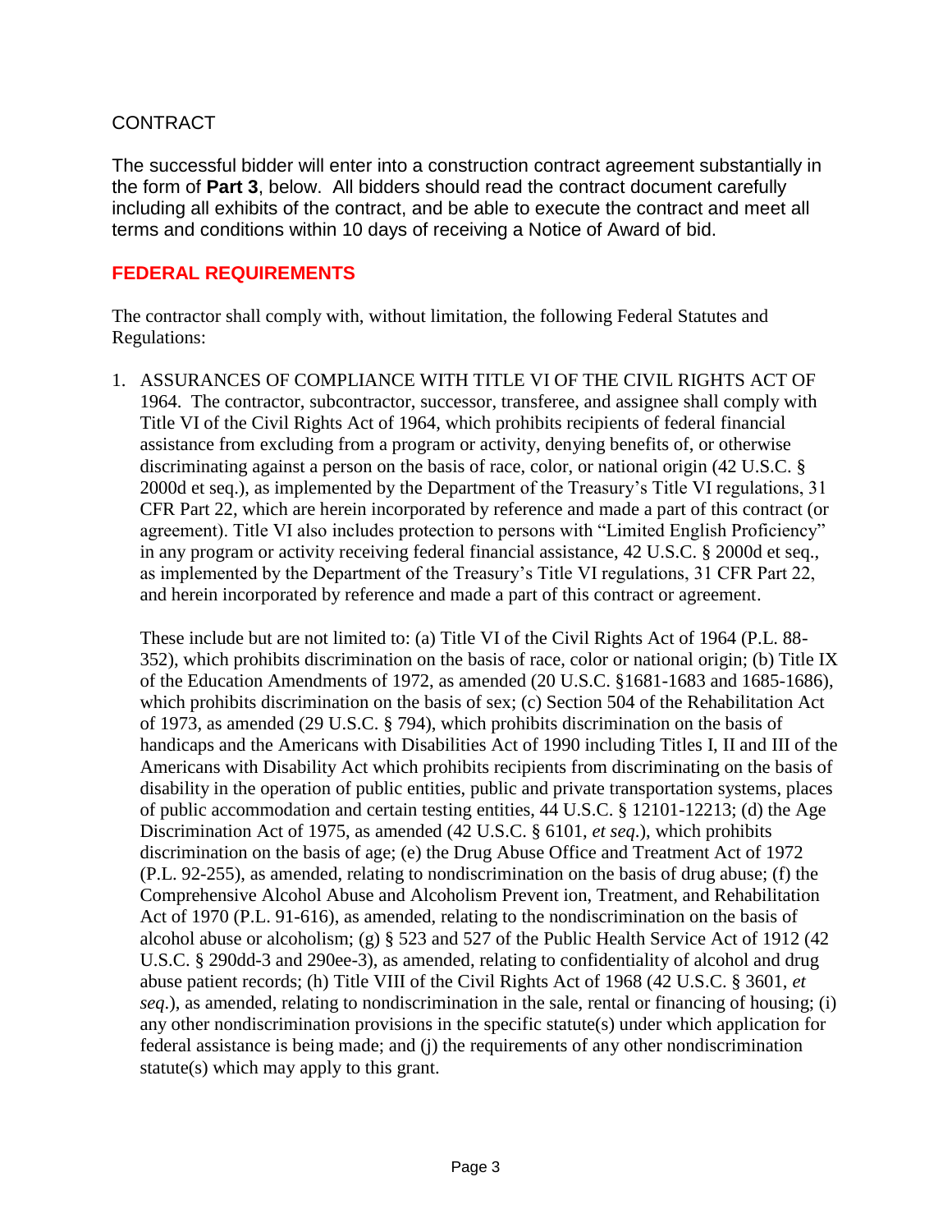## CONTRACT

The successful bidder will enter into a construction contract agreement substantially in the form of **Part 3**, below. All bidders should read the contract document carefully including all exhibits of the contract, and be able to execute the contract and meet all terms and conditions within 10 days of receiving a Notice of Award of bid.

## FEDERAL REQUIREMENTS

The contractor shall comply with, without limitation, the following Federal Statutes and Regulations:

1. ASSURANCES OF COMPLIANCE WITH TITLE VI OF THE CIVIL RIGHTS ACT OF 1964. The contractor, subcontractor, successor, transferee, and assignee shall comply with Title VI of the Civil Rights Act of 1964, which prohibits recipients of federal financial assistance from excluding from a program or activity, denying benefits of, or otherwise discriminating against a person on the basis of race, color, or national origin (42 U.S.C. § 2000d et seq.), as implemented by the Department of the Treasury's Title VI regulations, 31 CFR Part 22, which are herein incorporated by reference and made a part of this contract (or agreement). Title VI also includes protection to persons with "Limited English Proficiency" in any program or activity receiving federal financial assistance, 42 U.S.C. § 2000d et seq., as implemented by the Department of the Treasury's Title VI regulations, 31 CFR Part 22, and herein incorporated by reference and made a part of this contract or agreement.

   These include but are not limited to: (a) Title VI of the Civil Rights Act of 1964 (P.L. 88-352), which prohibits discrimination on the basis of race, color or national origin; (b) Title IX of the Education Amendments of 1972, as amended (20 U.S.C. §1681-1683 and 1685-1686), which prohibits discrimination on the basis of sex; (c) Section 504 of the Rehabilitation Act of 1973, as amended (29 U.S.C. § 794), which prohibits discrimination on the basis of handicaps and the Americans with Disabilities Act of 1990 including Titles I, II and III of the Americans with Disability Act which prohibits recipients from discriminating on the basis of disability in the operation of public entities, public and private transportation systems, places of public accommodation and certain testing entities, 44 U.S.C. § 12101-12213; (d) the Age Discrimination Act of 1975, as amended (42 U.S.C. § 6101, *et seq*.), which prohibits discrimination on the basis of age; (e) the Drug Abuse Office and Treatment Act of 1972 (P.L. 92-255), as amended, relating to nondiscrimination on the basis of drug abuse; (f) the Comprehensive Alcohol Abuse and Alcoholism Prevent ion, Treatment, and Rehabilitation Act of 1970 (P.L. 91-616), as amended, relating to the nondiscrimination on the basis of alcohol abuse or alcoholism; (g) § 523 and 527 of the Public Health Service Act of 1912 (42 U.S.C. § 290dd-3 and 290ee-3), as amended, relating to confidentiality of alcohol and drug abuse patient records; (h) Title VIII of the Civil Rights Act of 1968 (42 U.S.C. § 3601, *et seq*.), as amended, relating to nondiscrimination in the sale, rental or financing of housing; (i) any other nondiscrimination provisions in the specific statute(s) under which application for federal assistance is being made; and (j) the requirements of any other nondiscrimination statute(s) which may apply to this grant.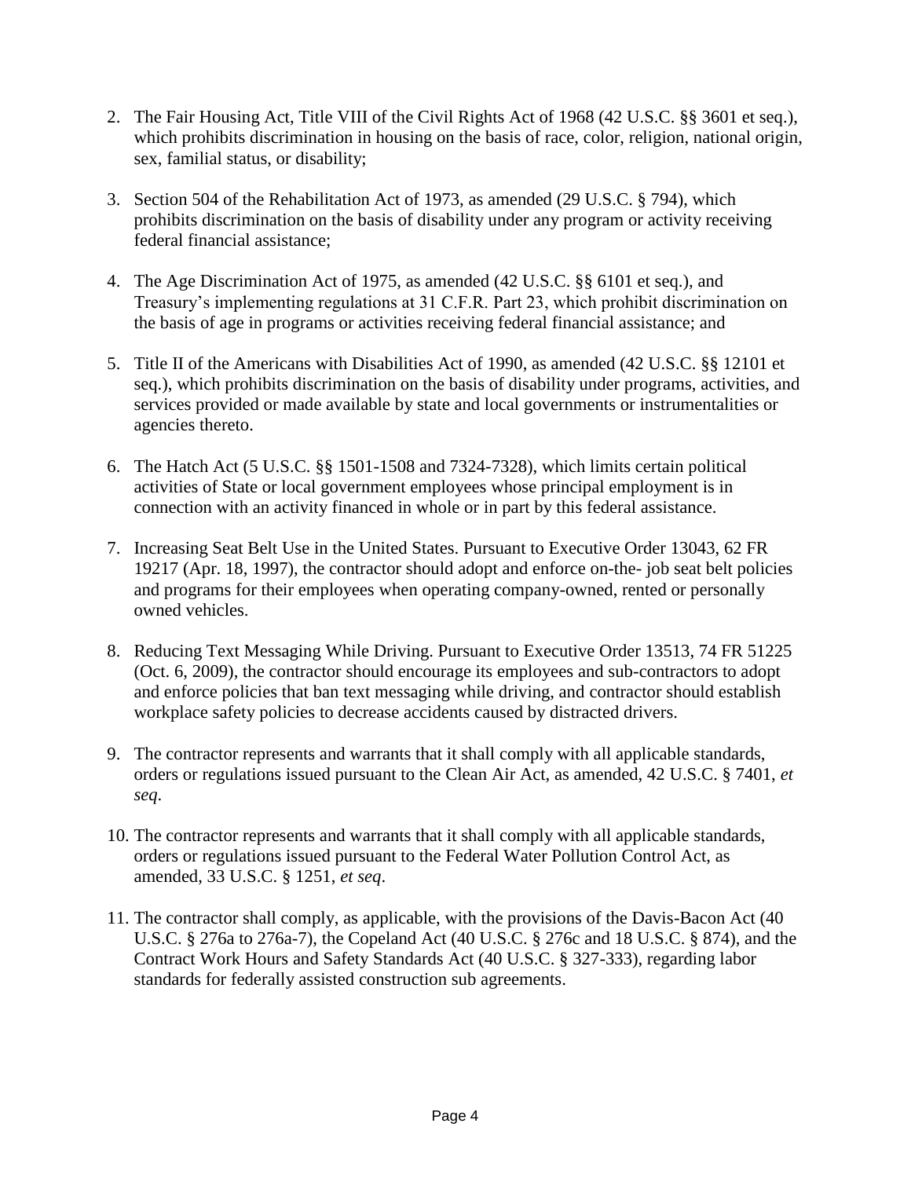2. The Fair Housing Act, Title VIII of the Civil Rights Act of 1968 (42 U.S.C. §§ 3601 et seq.), which prohibits discrimination in housing on the basis of race, color, religion, national origin, sex, familial status, or disability;

3. Section 504 of the Rehabilitation Act of 1973, as amended (29 U.S.C. § 794), which prohibits discrimination on the basis of disability under any program or activity receiving federal financial assistance;

4. The Age Discrimination Act of 1975, as amended (42 U.S.C. §§ 6101 et seq.), and Treasury's implementing regulations at 31 C.F.R. Part 23, which prohibit discrimination on the basis of age in programs or activities receiving federal financial assistance; and

5. Title II of the Americans with Disabilities Act of 1990, as amended (42 U.S.C. §§ 12101 et seq.), which prohibits discrimination on the basis of disability under programs, activities, and services provided or made available by state and local governments or instrumentalities or agencies thereto.

6. The Hatch Act (5 U.S.C. §§ 1501-1508 and 7324-7328), which limits certain political activities of State or local government employees whose principal employment is in connection with an activity financed in whole or in part by this federal assistance.

7. Increasing Seat Belt Use in the United States. Pursuant to Executive Order 13043, 62 FR 19217 (Apr. 18, 1997), the contractor should adopt and enforce on-the- job seat belt policies and programs for their employees when operating company-owned, rented or personally owned vehicles.

8. Reducing Text Messaging While Driving. Pursuant to Executive Order 13513, 74 FR 51225 (Oct. 6, 2009), the contractor should encourage its employees and sub-contractors to adopt and enforce policies that ban text messaging while driving, and contractor should establish workplace safety policies to decrease accidents caused by distracted drivers.

9. The contractor represents and warrants that it shall comply with all applicable standards, orders or regulations issued pursuant to the Clean Air Act, as amended, 42 U.S.C. § 7401, *et seq*.

10. The contractor represents and warrants that it shall comply with all applicable standards, orders or regulations issued pursuant to the Federal Water Pollution Control Act, as amended, 33 U.S.C. § 1251, *et seq*.

11. The contractor shall comply, as applicable, with the provisions of the Davis-Bacon Act (40 U.S.C. § 276a to 276a-7), the Copeland Act (40 U.S.C. § 276c and 18 U.S.C. § 874), and the Contract Work Hours and Safety Standards Act (40 U.S.C. § 327-333), regarding labor standards for federally assisted construction sub agreements.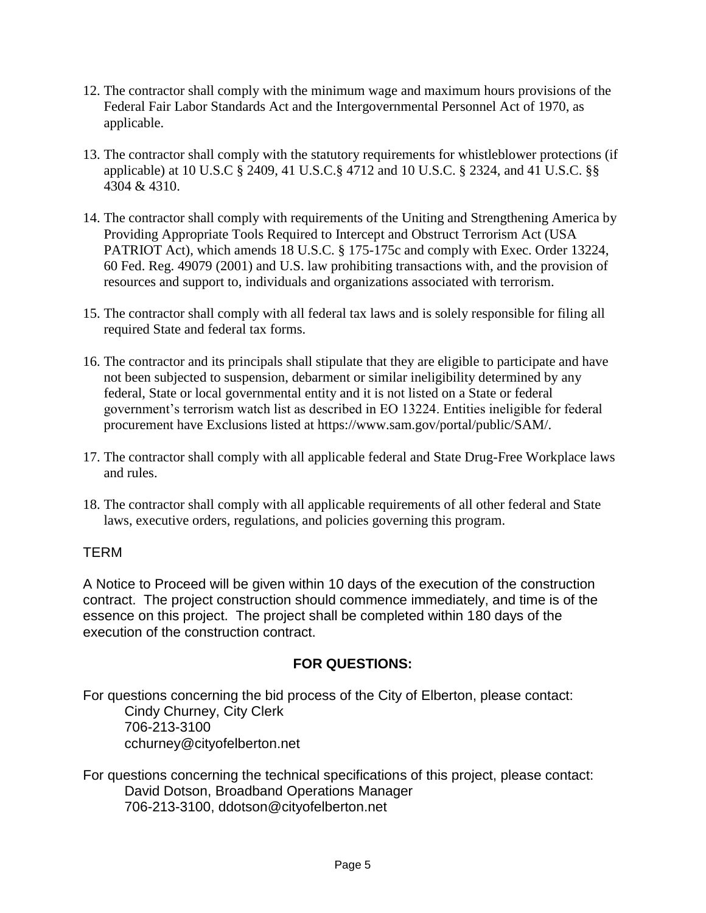12. The contractor shall comply with the minimum wage and maximum hours provisions of the Federal Fair Labor Standards Act and the Intergovernmental Personnel Act of 1970, as applicable.

13. The contractor shall comply with the statutory requirements for whistleblower protections (if applicable) at 10 U.S.C § 2409, 41 U.S.C.§ 4712 and 10 U.S.C. § 2324, and 41 U.S.C. §§ 4304 & 4310.

14. The contractor shall comply with requirements of the Uniting and Strengthening America by Providing Appropriate Tools Required to Intercept and Obstruct Terrorism Act (USA PATRIOT Act), which amends 18 U.S.C. § 175-175c and comply with Exec. Order 13224, 60 Fed. Reg. 49079 (2001) and U.S. law prohibiting transactions with, and the provision of resources and support to, individuals and organizations associated with terrorism.

15. The contractor shall comply with all federal tax laws and is solely responsible for filing all required State and federal tax forms.

16. The contractor and its principals shall stipulate that they are eligible to participate and have not been subjected to suspension, debarment or similar ineligibility determined by any federal, State or local governmental entity and it is not listed on a State or federal government's terrorism watch list as described in EO 13224. Entities ineligible for federal procurement have Exclusions listed at https://www.sam.gov/portal/public/SAM/.

17. The contractor shall comply with all applicable federal and State Drug-Free Workplace laws and rules.

18. The contractor shall comply with all applicable requirements of all other federal and State laws, executive orders, regulations, and policies governing this program.

## TERM

A Notice to Proceed will be given within 10 days of the execution of the construction contract. The project construction should commence immediately, and time is of the essence on this project. The project shall be completed within 180 days of the execution of the construction contract.

## FOR QUESTIONS:

For questions concerning the bid process of the City of Elberton, please contact:
Cindy Churney, City Clerk
706-213-3100
cchurney@cityofelberton.net

For questions concerning the technical specifications of this project, please contact:
David Dotson, Broadband Operations Manager
706-213-3100, ddotson@cityofelberton.net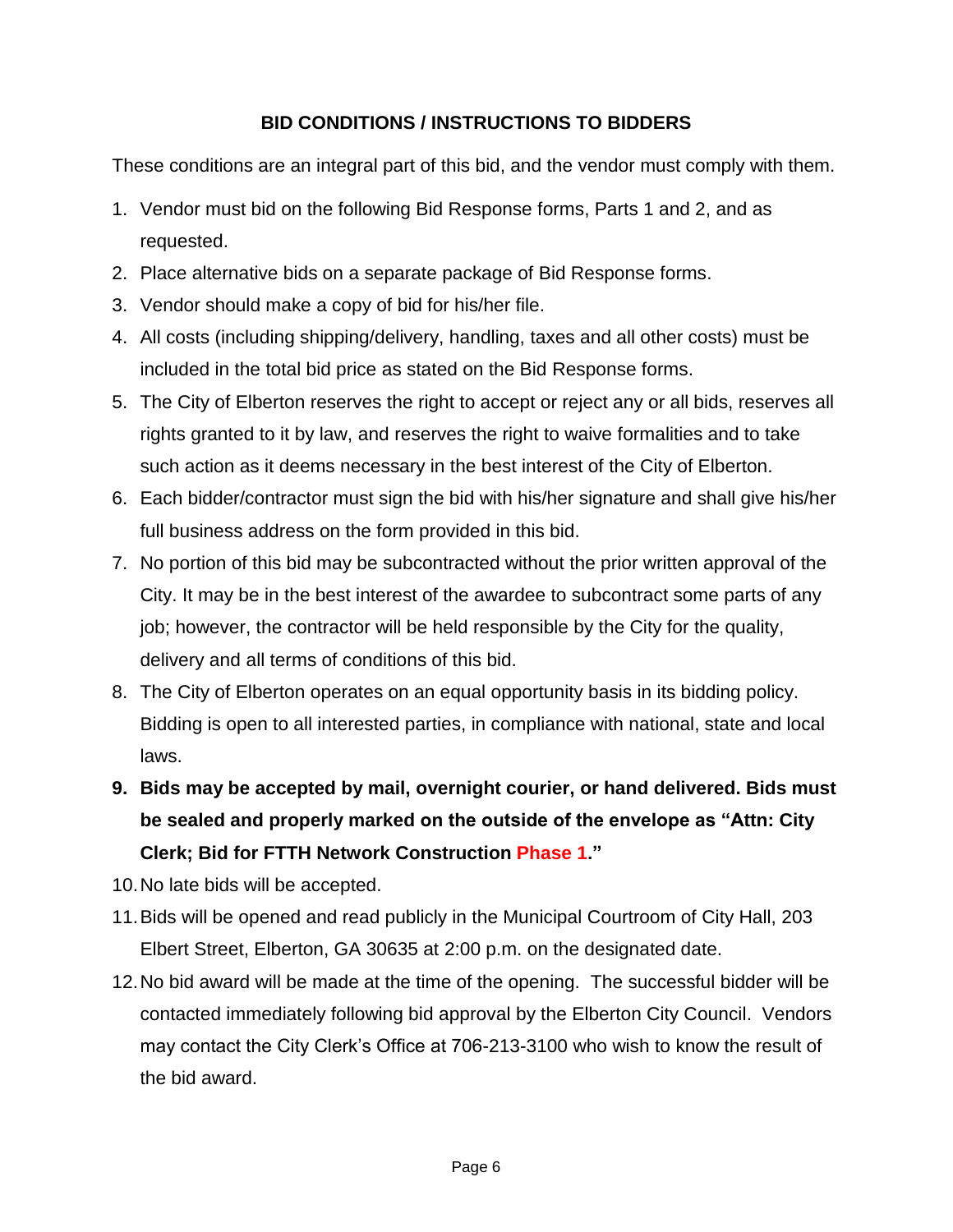## BID CONDITIONS / INSTRUCTIONS TO BIDDERS

These conditions are an integral part of this bid, and the vendor must comply with them.

1. Vendor must bid on the following Bid Response forms, Parts 1 and 2, and as requested.
2. Place alternative bids on a separate package of Bid Response forms.
3. Vendor should make a copy of bid for his/her file.
4. All costs (including shipping/delivery, handling, taxes and all other costs) must be included in the total bid price as stated on the Bid Response forms.
5. The City of Elberton reserves the right to accept or reject any or all bids, reserves all rights granted to it by law, and reserves the right to waive formalities and to take such action as it deems necessary in the best interest of the City of Elberton.
6. Each bidder/contractor must sign the bid with his/her signature and shall give his/her full business address on the form provided in this bid.
7. No portion of this bid may be subcontracted without the prior written approval of the City. It may be in the best interest of the awardee to subcontract some parts of any job; however, the contractor will be held responsible by the City for the quality, delivery and all terms of conditions of this bid.
8. The City of Elberton operates on an equal opportunity basis in its bidding policy. Bidding is open to all interested parties, in compliance with national, state and local laws.
9. **Bids may be accepted by mail, overnight courier, or hand delivered. Bids must be sealed and properly marked on the outside of the envelope as "Attn: City Clerk; Bid for FTTH Network Construction Phase 1."**
10. No late bids will be accepted.
11. Bids will be opened and read publicly in the Municipal Courtroom of City Hall, 203 Elbert Street, Elberton, GA 30635 at 2:00 p.m. on the designated date.
12. No bid award will be made at the time of the opening. The successful bidder will be contacted immediately following bid approval by the Elberton City Council. Vendors may contact the City Clerk's Office at 706-213-3100 who wish to know the result of the bid award.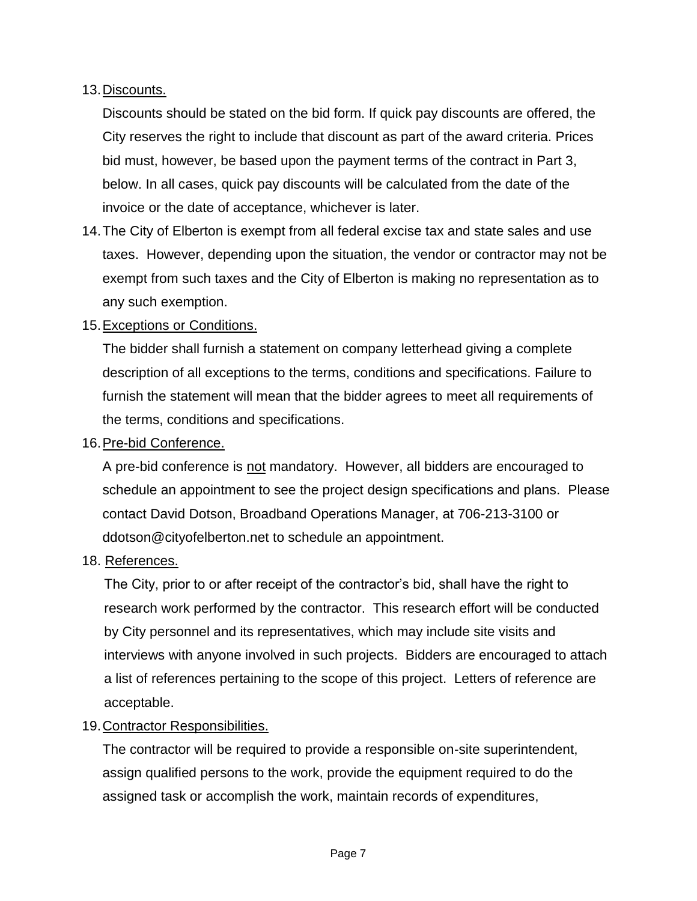13. Discounts.

    Discounts should be stated on the bid form. If quick pay discounts are offered, the City reserves the right to include that discount as part of the award criteria. Prices bid must, however, be based upon the payment terms of the contract in Part 3, below. In all cases, quick pay discounts will be calculated from the date of the invoice or the date of acceptance, whichever is later.

14. The City of Elberton is exempt from all federal excise tax and state sales and use taxes. However, depending upon the situation, the vendor or contractor may not be exempt from such taxes and the City of Elberton is making no representation as to any such exemption.

15. Exceptions or Conditions.

    The bidder shall furnish a statement on company letterhead giving a complete description of all exceptions to the terms, conditions and specifications. Failure to furnish the statement will mean that the bidder agrees to meet all requirements of the terms, conditions and specifications.

16. Pre-bid Conference.

    A pre-bid conference is not mandatory. However, all bidders are encouraged to schedule an appointment to see the project design specifications and plans. Please contact David Dotson, Broadband Operations Manager, at 706-213-3100 or ddotson@cityofelberton.net to schedule an appointment.

18. References.

    The City, prior to or after receipt of the contractor's bid, shall have the right to research work performed by the contractor. This research effort will be conducted by City personnel and its representatives, which may include site visits and interviews with anyone involved in such projects. Bidders are encouraged to attach a list of references pertaining to the scope of this project. Letters of reference are acceptable.

19. Contractor Responsibilities.

    The contractor will be required to provide a responsible on-site superintendent, assign qualified persons to the work, provide the equipment required to do the assigned task or accomplish the work, maintain records of expenditures,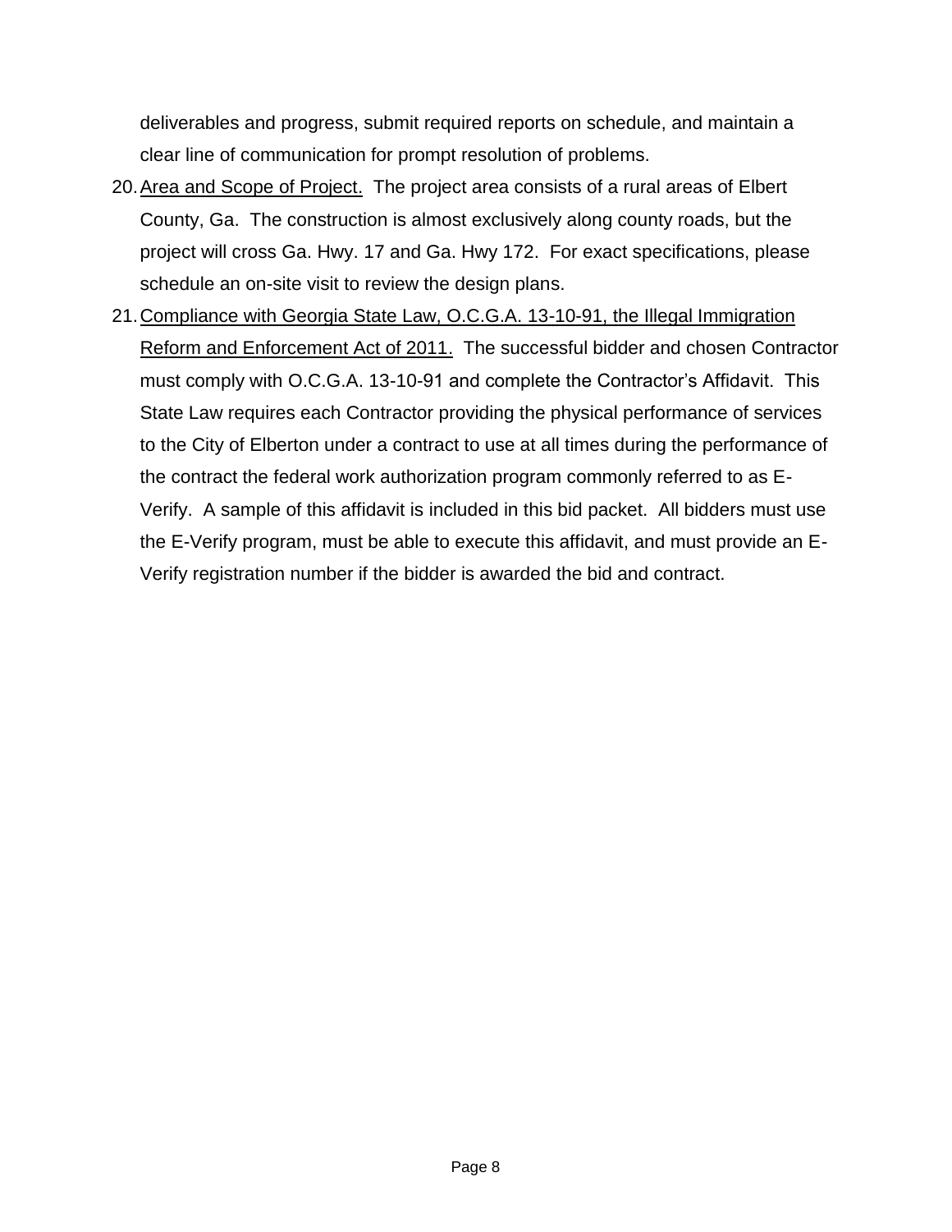deliverables and progress, submit required reports on schedule, and maintain a clear line of communication for prompt resolution of problems.

20. <u>Area and Scope of Project.</u> The project area consists of a rural areas of Elbert County, Ga. The construction is almost exclusively along county roads, but the project will cross Ga. Hwy. 17 and Ga. Hwy 172. For exact specifications, please schedule an on-site visit to review the design plans.

21. <u>Compliance with Georgia State Law, O.C.G.A. 13-10-91, the Illegal Immigration Reform and Enforcement Act of 2011.</u> The successful bidder and chosen Contractor must comply with O.C.G.A. 13-10-91 and complete the Contractor's Affidavit. This State Law requires each Contractor providing the physical performance of services to the City of Elberton under a contract to use at all times during the performance of the contract the federal work authorization program commonly referred to as E-Verify. A sample of this affidavit is included in this bid packet. All bidders must use the E-Verify program, must be able to execute this affidavit, and must provide an E-Verify registration number if the bidder is awarded the bid and contract.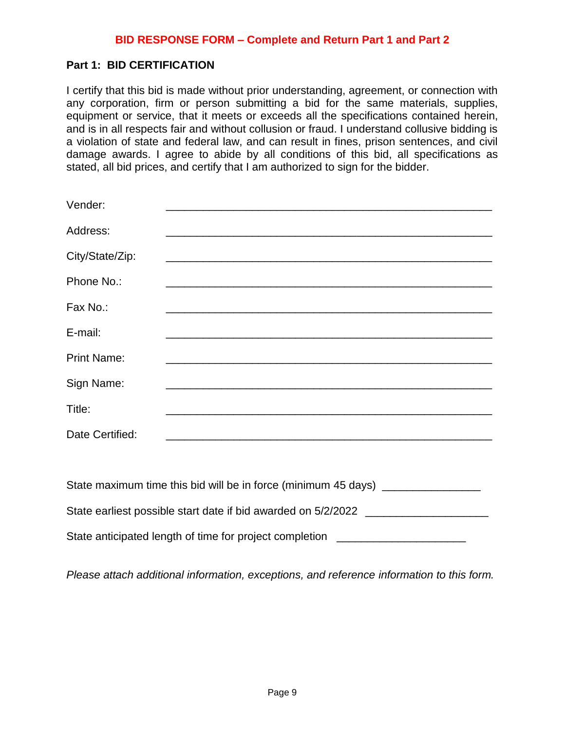## BID RESPONSE FORM – Complete and Return Part 1 and Part 2

### Part 1: BID CERTIFICATION

I certify that this bid is made without prior understanding, agreement, or connection with any corporation, firm or person submitting a bid for the same materials, supplies, equipment or service, that it meets or exceeds all the specifications contained herein, and is in all respects fair and without collusion or fraud. I understand collusive bidding is a violation of state and federal law, and can result in fines, prison sentences, and civil damage awards. I agree to abide by all conditions of this bid, all specifications as stated, all bid prices, and certify that I am authorized to sign for the bidder.

Vender: ____________________________________________________

Address: ____________________________________________________

City/State/Zip: ____________________________________________________

Phone No.: ____________________________________________________

Fax No.: ____________________________________________________

E-mail: ____________________________________________________

Print Name: ____________________________________________________

Sign Name: ____________________________________________________

Title: ____________________________________________________

Date Certified: ____________________________________________________

State maximum time this bid will be in force (minimum 45 days) _______________

State earliest possible start date if bid awarded on 5/2/2022 ___________________

State anticipated length of time for project completion ____________________

*Please attach additional information, exceptions, and reference information to this form.*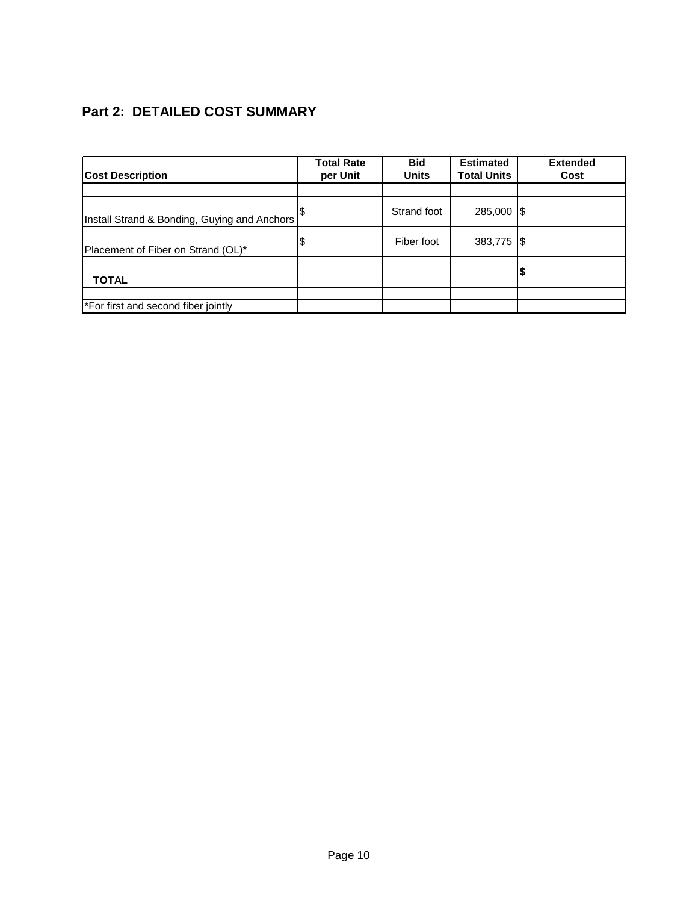## Part 2: DETAILED COST SUMMARY

| Cost Description | Total Rate per Unit | Bid Units | Estimated Total Units | Extended Cost |
|---|---|---|---|---|
| | | | | |
| Install Strand & Bonding, Guying and Anchors | $ | Strand foot | 285,000 | $ |
| Placement of Fiber on Strand (OL)* | $ | Fiber foot | 383,775 | $ |
| **TOTAL** | | | | **$** |
| | | | | |
| *For first and second fiber jointly | | | | |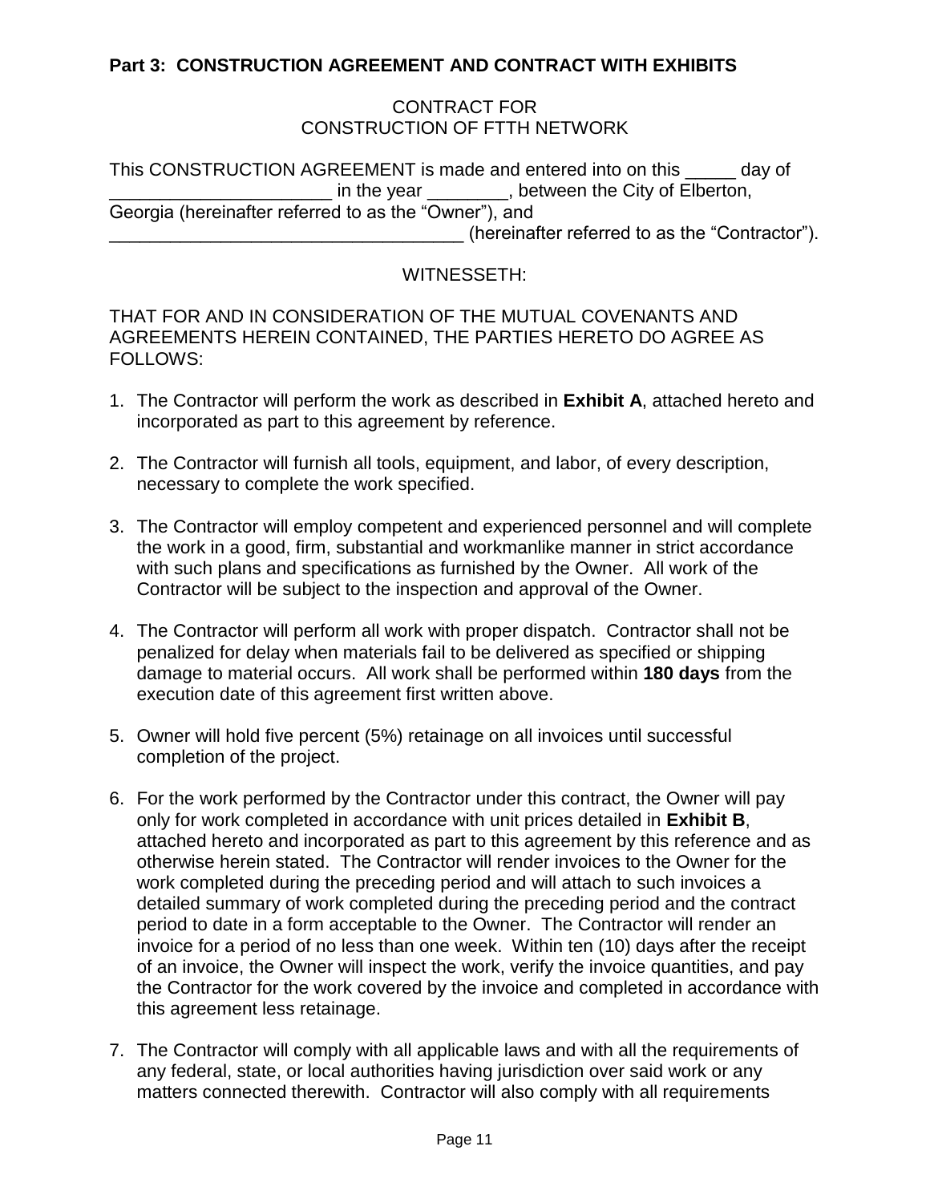**Part 3: CONSTRUCTION AGREEMENT AND CONTRACT WITH EXHIBITS**

CONTRACT FOR
CONSTRUCTION OF FTTH NETWORK

This CONSTRUCTION AGREEMENT is made and entered into on this _____ day of ______________________ in the year ________, between the City of Elberton, Georgia (hereinafter referred to as the “Owner”), and ___________________________________ (hereinafter referred to as the “Contractor”).

WITNESSETH:

THAT FOR AND IN CONSIDERATION OF THE MUTUAL COVENANTS AND AGREEMENTS HEREIN CONTAINED, THE PARTIES HERETO DO AGREE AS FOLLOWS:

1. The Contractor will perform the work as described in **Exhibit A**, attached hereto and incorporated as part to this agreement by reference.

2. The Contractor will furnish all tools, equipment, and labor, of every description, necessary to complete the work specified.

3. The Contractor will employ competent and experienced personnel and will complete the work in a good, firm, substantial and workmanlike manner in strict accordance with such plans and specifications as furnished by the Owner. All work of the Contractor will be subject to the inspection and approval of the Owner.

4. The Contractor will perform all work with proper dispatch. Contractor shall not be penalized for delay when materials fail to be delivered as specified or shipping damage to material occurs. All work shall be performed within **180 days** from the execution date of this agreement first written above.

5. Owner will hold five percent (5%) retainage on all invoices until successful completion of the project.

6. For the work performed by the Contractor under this contract, the Owner will pay only for work completed in accordance with unit prices detailed in **Exhibit B**, attached hereto and incorporated as part to this agreement by this reference and as otherwise herein stated. The Contractor will render invoices to the Owner for the work completed during the preceding period and will attach to such invoices a detailed summary of work completed during the preceding period and the contract period to date in a form acceptable to the Owner. The Contractor will render an invoice for a period of no less than one week. Within ten (10) days after the receipt of an invoice, the Owner will inspect the work, verify the invoice quantities, and pay the Contractor for the work covered by the invoice and completed in accordance with this agreement less retainage.

7. The Contractor will comply with all applicable laws and with all the requirements of any federal, state, or local authorities having jurisdiction over said work or any matters connected therewith. Contractor will also comply with all requirements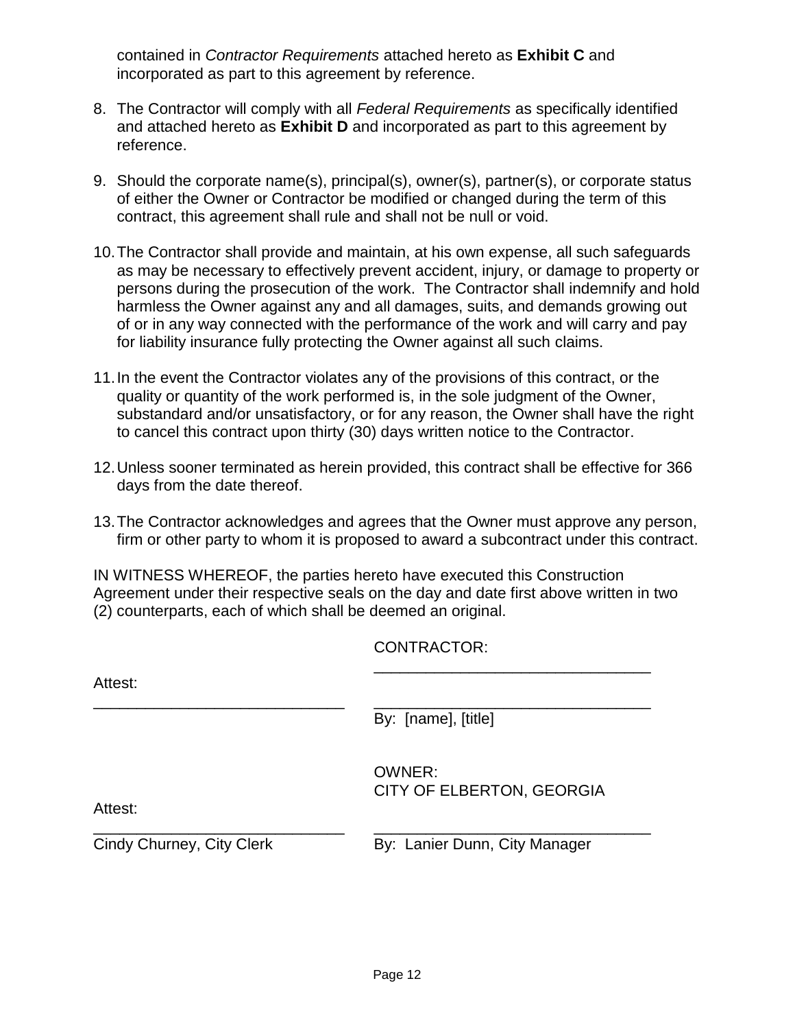contained in *Contractor Requirements* attached hereto as **Exhibit C** and incorporated as part to this agreement by reference.

8. The Contractor will comply with all *Federal Requirements* as specifically identified and attached hereto as **Exhibit D** and incorporated as part to this agreement by reference.

9. Should the corporate name(s), principal(s), owner(s), partner(s), or corporate status of either the Owner or Contractor be modified or changed during the term of this contract, this agreement shall rule and shall not be null or void.

10. The Contractor shall provide and maintain, at his own expense, all such safeguards as may be necessary to effectively prevent accident, injury, or damage to property or persons during the prosecution of the work. The Contractor shall indemnify and hold harmless the Owner against any and all damages, suits, and demands growing out of or in any way connected with the performance of the work and will carry and pay for liability insurance fully protecting the Owner against all such claims.

11. In the event the Contractor violates any of the provisions of this contract, or the quality or quantity of the work performed is, in the sole judgment of the Owner, substandard and/or unsatisfactory, or for any reason, the Owner shall have the right to cancel this contract upon thirty (30) days written notice to the Contractor.

12. Unless sooner terminated as herein provided, this contract shall be effective for 366 days from the date thereof.

13. The Contractor acknowledges and agrees that the Owner must approve any person, firm or other party to whom it is proposed to award a subcontract under this contract.

IN WITNESS WHEREOF, the parties hereto have executed this Construction Agreement under their respective seals on the day and date first above written in two (2) counterparts, each of which shall be deemed an original.

CONTRACTOR:

______________________________

Attest:

______________________________ ______________________________

By: [name], [title]

OWNER:
CITY OF ELBERTON, GEORGIA

Attest:

______________________________ ______________________________

Cindy Churney, City Clerk By: Lanier Dunn, City Manager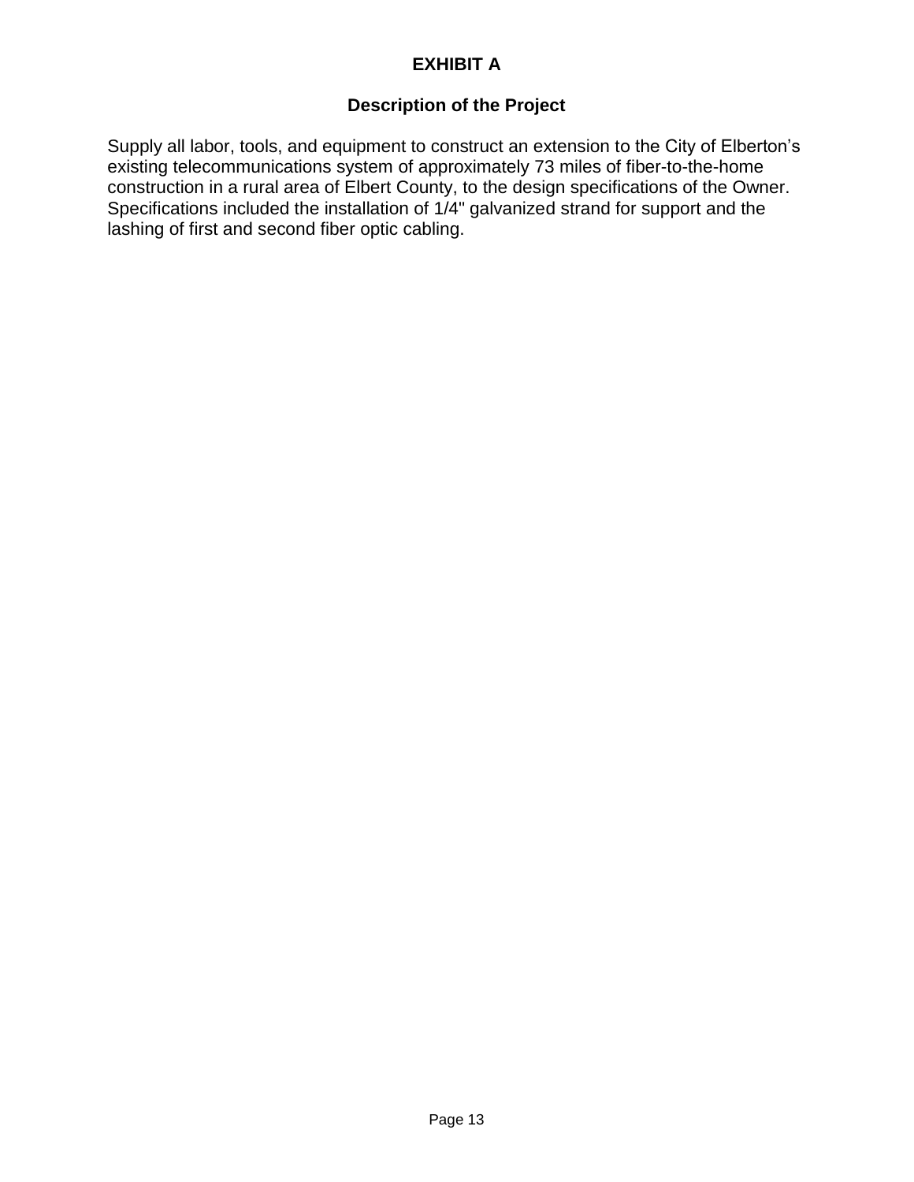# EXHIBIT A

## Description of the Project

Supply all labor, tools, and equipment to construct an extension to the City of Elberton's existing telecommunications system of approximately 73 miles of fiber-to-the-home construction in a rural area of Elbert County, to the design specifications of the Owner. Specifications included the installation of 1/4" galvanized strand for support and the lashing of first and second fiber optic cabling.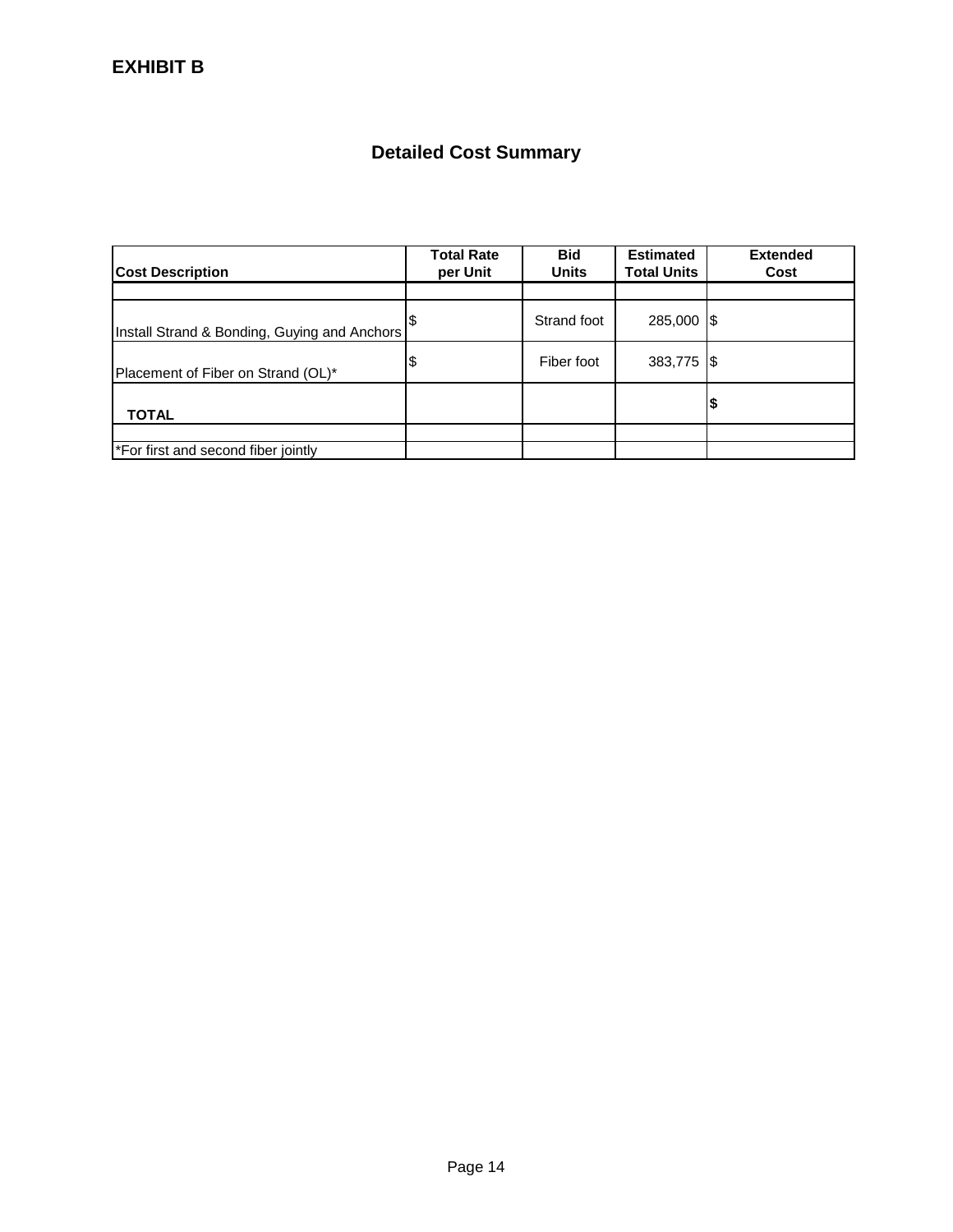**EXHIBIT B**

## Detailed Cost Summary

| Cost Description | Total Rate per Unit | Bid Units | Estimated Total Units | Extended Cost |
|---|---|---|---|---|
| | | | | |
| Install Strand & Bonding, Guying and Anchors | $ | Strand foot | 285,000 | $ |
| Placement of Fiber on Strand (OL)* | $ | Fiber foot | 383,775 | $ |
| **TOTAL** | | | | **$** |
| | | | | |
| *For first and second fiber jointly | | | | |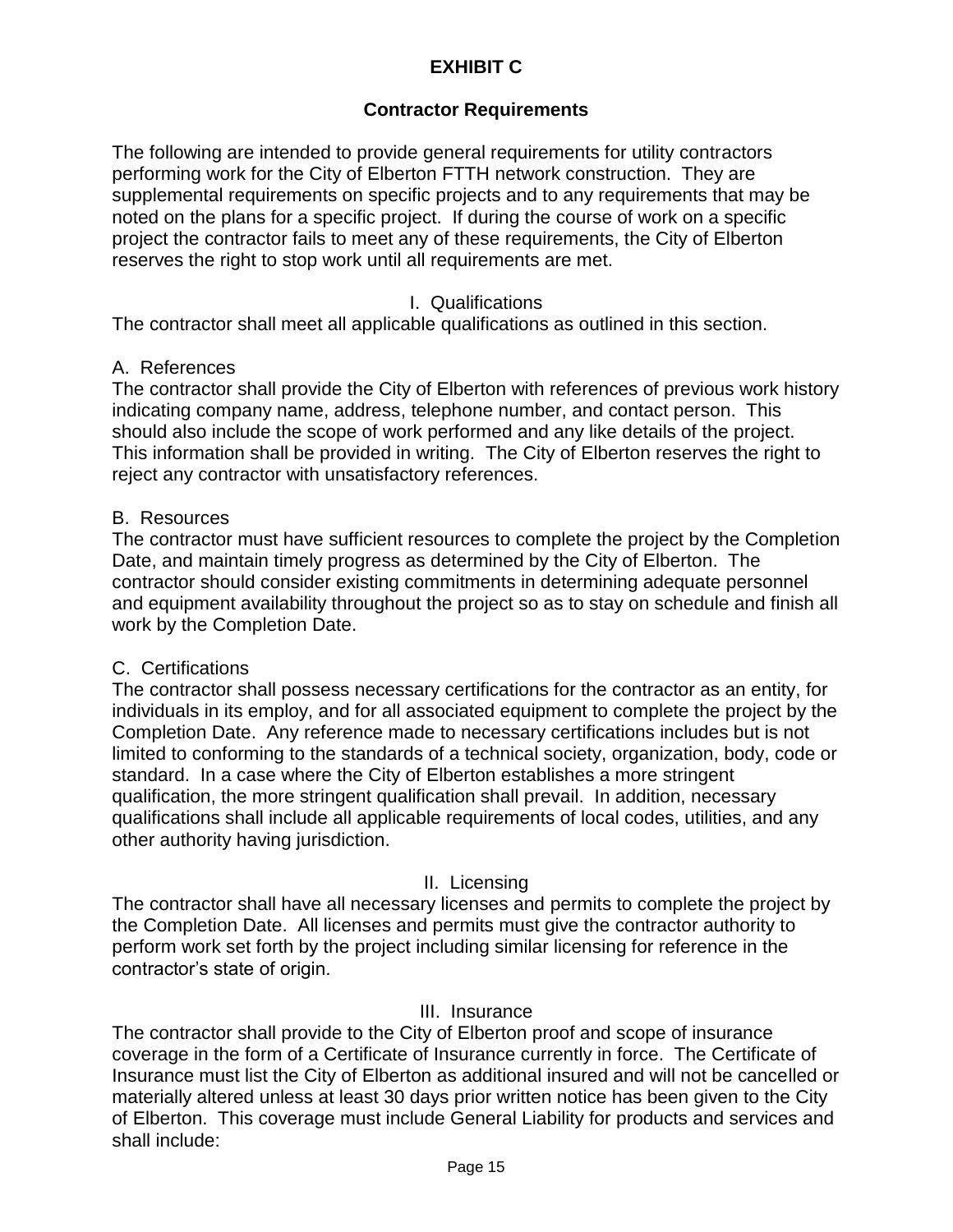# EXHIBIT C

## Contractor Requirements

The following are intended to provide general requirements for utility contractors performing work for the City of Elberton FTTH network construction. They are supplemental requirements on specific projects and to any requirements that may be noted on the plans for a specific project. If during the course of work on a specific project the contractor fails to meet any of these requirements, the City of Elberton reserves the right to stop work until all requirements are met.

### I. Qualifications

The contractor shall meet all applicable qualifications as outlined in this section.

A. References

The contractor shall provide the City of Elberton with references of previous work history indicating company name, address, telephone number, and contact person. This should also include the scope of work performed and any like details of the project. This information shall be provided in writing. The City of Elberton reserves the right to reject any contractor with unsatisfactory references.

B. Resources

The contractor must have sufficient resources to complete the project by the Completion Date, and maintain timely progress as determined by the City of Elberton. The contractor should consider existing commitments in determining adequate personnel and equipment availability throughout the project so as to stay on schedule and finish all work by the Completion Date.

C. Certifications

The contractor shall possess necessary certifications for the contractor as an entity, for individuals in its employ, and for all associated equipment to complete the project by the Completion Date. Any reference made to necessary certifications includes but is not limited to conforming to the standards of a technical society, organization, body, code or standard. In a case where the City of Elberton establishes a more stringent qualification, the more stringent qualification shall prevail. In addition, necessary qualifications shall include all applicable requirements of local codes, utilities, and any other authority having jurisdiction.

### II. Licensing

The contractor shall have all necessary licenses and permits to complete the project by the Completion Date. All licenses and permits must give the contractor authority to perform work set forth by the project including similar licensing for reference in the contractor's state of origin.

### III. Insurance

The contractor shall provide to the City of Elberton proof and scope of insurance coverage in the form of a Certificate of Insurance currently in force. The Certificate of Insurance must list the City of Elberton as additional insured and will not be cancelled or materially altered unless at least 30 days prior written notice has been given to the City of Elberton. This coverage must include General Liability for products and services and shall include: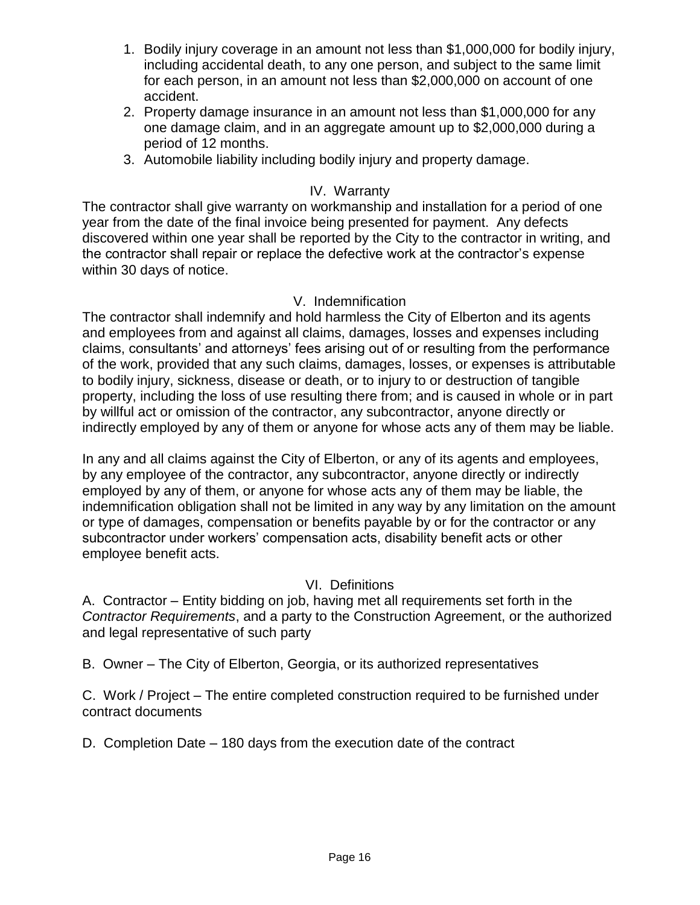1. Bodily injury coverage in an amount not less than $1,000,000 for bodily injury, including accidental death, to any one person, and subject to the same limit for each person, in an amount not less than $2,000,000 on account of one accident.
2. Property damage insurance in an amount not less than $1,000,000 for any one damage claim, and in an aggregate amount up to $2,000,000 during a period of 12 months.
3. Automobile liability including bodily injury and property damage.

## IV. Warranty

The contractor shall give warranty on workmanship and installation for a period of one year from the date of the final invoice being presented for payment. Any defects discovered within one year shall be reported by the City to the contractor in writing, and the contractor shall repair or replace the defective work at the contractor's expense within 30 days of notice.

## V. Indemnification

The contractor shall indemnify and hold harmless the City of Elberton and its agents and employees from and against all claims, damages, losses and expenses including claims, consultants' and attorneys' fees arising out of or resulting from the performance of the work, provided that any such claims, damages, losses, or expenses is attributable to bodily injury, sickness, disease or death, or to injury to or destruction of tangible property, including the loss of use resulting there from; and is caused in whole or in part by willful act or omission of the contractor, any subcontractor, anyone directly or indirectly employed by any of them or anyone for whose acts any of them may be liable.

In any and all claims against the City of Elberton, or any of its agents and employees, by any employee of the contractor, any subcontractor, anyone directly or indirectly employed by any of them, or anyone for whose acts any of them may be liable, the indemnification obligation shall not be limited in any way by any limitation on the amount or type of damages, compensation or benefits payable by or for the contractor or any subcontractor under workers' compensation acts, disability benefit acts or other employee benefit acts.

## VI. Definitions

A. Contractor – Entity bidding on job, having met all requirements set forth in the *Contractor Requirements*, and a party to the Construction Agreement, or the authorized and legal representative of such party

B. Owner – The City of Elberton, Georgia, or its authorized representatives

C. Work / Project – The entire completed construction required to be furnished under contract documents

D. Completion Date – 180 days from the execution date of the contract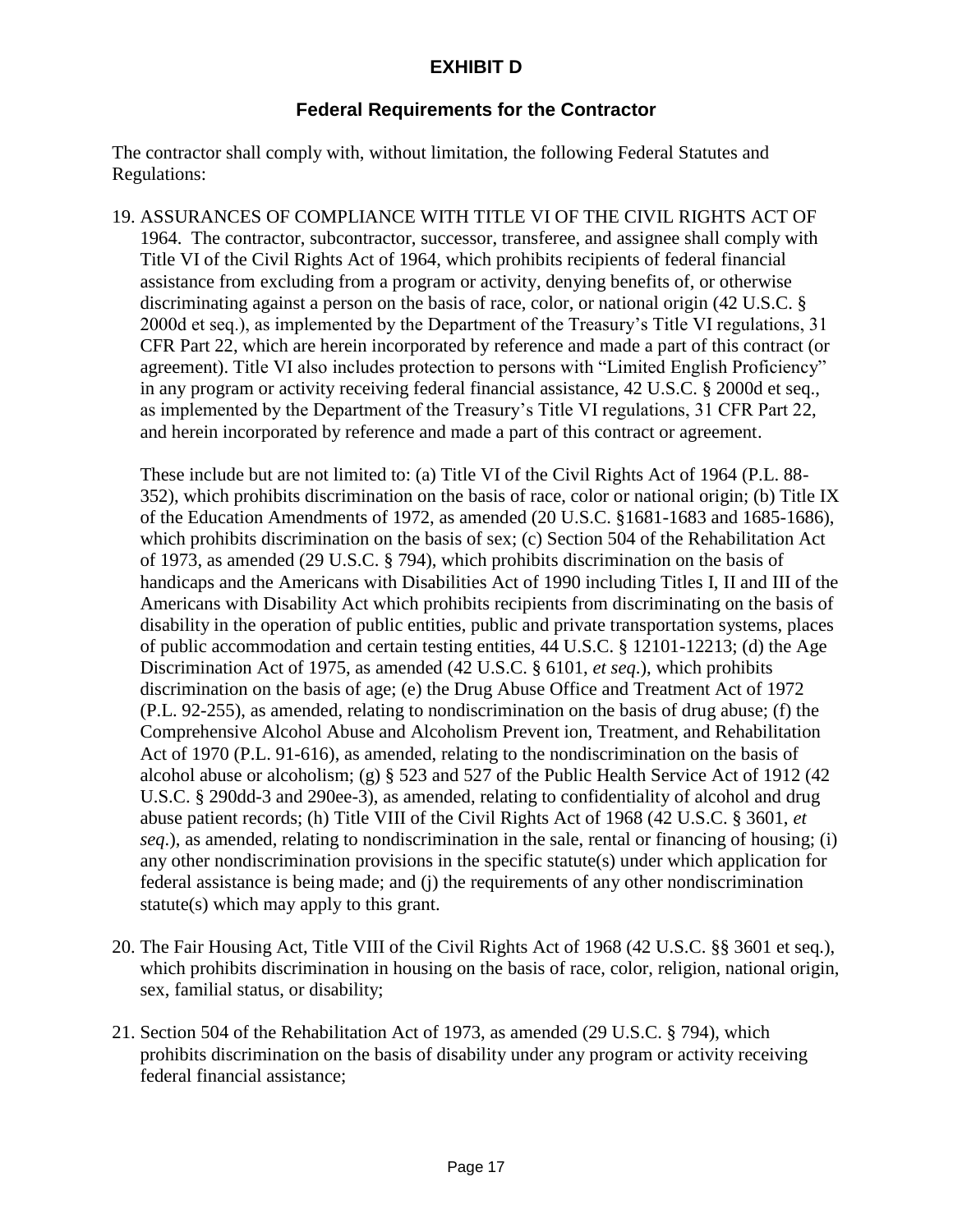# EXHIBIT D

## Federal Requirements for the Contractor

The contractor shall comply with, without limitation, the following Federal Statutes and Regulations:

19. ASSURANCES OF COMPLIANCE WITH TITLE VI OF THE CIVIL RIGHTS ACT OF 1964. The contractor, subcontractor, successor, transferee, and assignee shall comply with Title VI of the Civil Rights Act of 1964, which prohibits recipients of federal financial assistance from excluding from a program or activity, denying benefits of, or otherwise discriminating against a person on the basis of race, color, or national origin (42 U.S.C. § 2000d et seq.), as implemented by the Department of the Treasury's Title VI regulations, 31 CFR Part 22, which are herein incorporated by reference and made a part of this contract (or agreement). Title VI also includes protection to persons with "Limited English Proficiency" in any program or activity receiving federal financial assistance, 42 U.S.C. § 2000d et seq., as implemented by the Department of the Treasury's Title VI regulations, 31 CFR Part 22, and herein incorporated by reference and made a part of this contract or agreement.

    These include but are not limited to: (a) Title VI of the Civil Rights Act of 1964 (P.L. 88-352), which prohibits discrimination on the basis of race, color or national origin; (b) Title IX of the Education Amendments of 1972, as amended (20 U.S.C. §1681-1683 and 1685-1686), which prohibits discrimination on the basis of sex; (c) Section 504 of the Rehabilitation Act of 1973, as amended (29 U.S.C. § 794), which prohibits discrimination on the basis of handicaps and the Americans with Disabilities Act of 1990 including Titles I, II and III of the Americans with Disability Act which prohibits recipients from discriminating on the basis of disability in the operation of public entities, public and private transportation systems, places of public accommodation and certain testing entities, 44 U.S.C. § 12101-12213; (d) the Age Discrimination Act of 1975, as amended (42 U.S.C. § 6101, *et seq.*), which prohibits discrimination on the basis of age; (e) the Drug Abuse Office and Treatment Act of 1972 (P.L. 92-255), as amended, relating to nondiscrimination on the basis of drug abuse; (f) the Comprehensive Alcohol Abuse and Alcoholism Prevent ion, Treatment, and Rehabilitation Act of 1970 (P.L. 91-616), as amended, relating to the nondiscrimination on the basis of alcohol abuse or alcoholism; (g) § 523 and 527 of the Public Health Service Act of 1912 (42 U.S.C. § 290dd-3 and 290ee-3), as amended, relating to confidentiality of alcohol and drug abuse patient records; (h) Title VIII of the Civil Rights Act of 1968 (42 U.S.C. § 3601, *et seq.*), as amended, relating to nondiscrimination in the sale, rental or financing of housing; (i) any other nondiscrimination provisions in the specific statute(s) under which application for federal assistance is being made; and (j) the requirements of any other nondiscrimination statute(s) which may apply to this grant.

20. The Fair Housing Act, Title VIII of the Civil Rights Act of 1968 (42 U.S.C. §§ 3601 et seq.), which prohibits discrimination in housing on the basis of race, color, religion, national origin, sex, familial status, or disability;

21. Section 504 of the Rehabilitation Act of 1973, as amended (29 U.S.C. § 794), which prohibits discrimination on the basis of disability under any program or activity receiving federal financial assistance;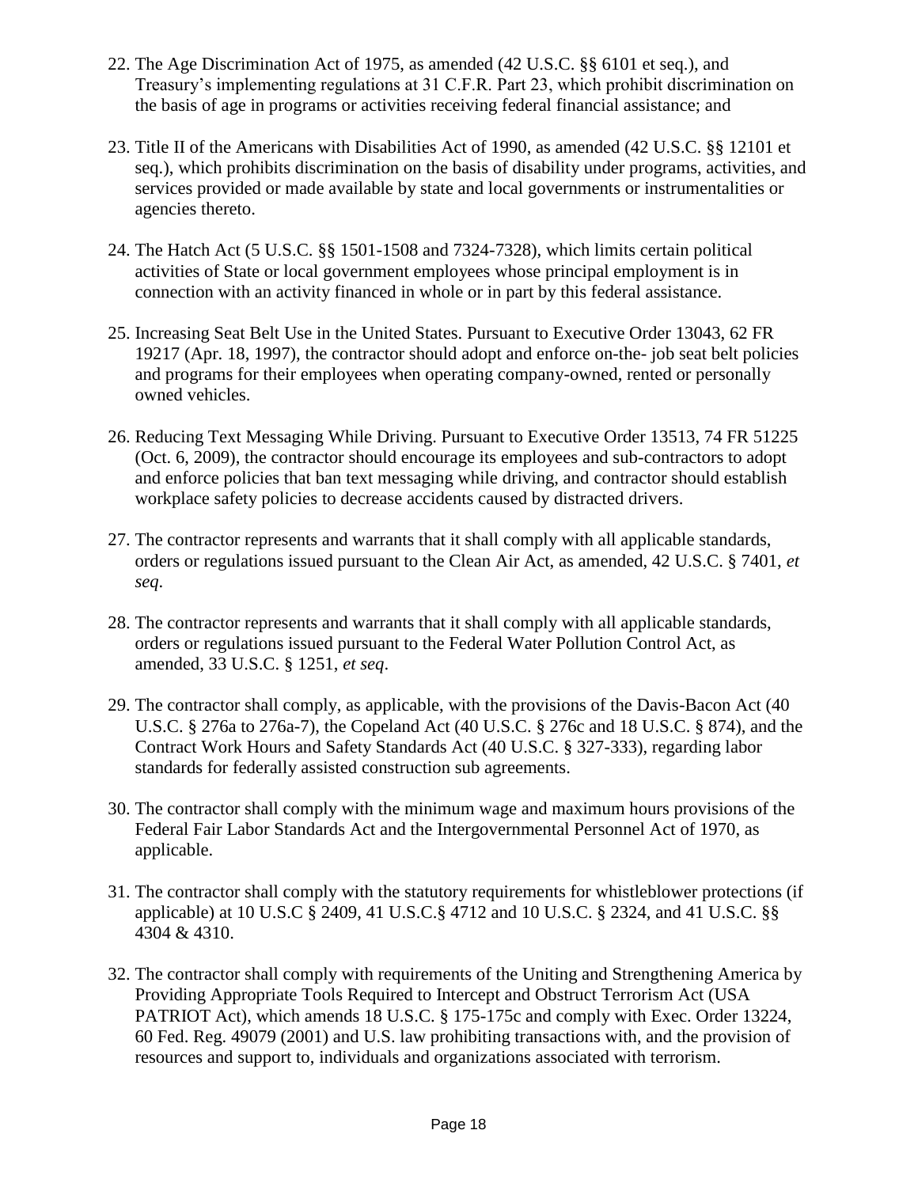22. The Age Discrimination Act of 1975, as amended (42 U.S.C. §§ 6101 et seq.), and Treasury's implementing regulations at 31 C.F.R. Part 23, which prohibit discrimination on the basis of age in programs or activities receiving federal financial assistance; and

23. Title II of the Americans with Disabilities Act of 1990, as amended (42 U.S.C. §§ 12101 et seq.), which prohibits discrimination on the basis of disability under programs, activities, and services provided or made available by state and local governments or instrumentalities or agencies thereto.

24. The Hatch Act (5 U.S.C. §§ 1501-1508 and 7324-7328), which limits certain political activities of State or local government employees whose principal employment is in connection with an activity financed in whole or in part by this federal assistance.

25. Increasing Seat Belt Use in the United States. Pursuant to Executive Order 13043, 62 FR 19217 (Apr. 18, 1997), the contractor should adopt and enforce on-the- job seat belt policies and programs for their employees when operating company-owned, rented or personally owned vehicles.

26. Reducing Text Messaging While Driving. Pursuant to Executive Order 13513, 74 FR 51225 (Oct. 6, 2009), the contractor should encourage its employees and sub-contractors to adopt and enforce policies that ban text messaging while driving, and contractor should establish workplace safety policies to decrease accidents caused by distracted drivers.

27. The contractor represents and warrants that it shall comply with all applicable standards, orders or regulations issued pursuant to the Clean Air Act, as amended, 42 U.S.C. § 7401, *et seq*.

28. The contractor represents and warrants that it shall comply with all applicable standards, orders or regulations issued pursuant to the Federal Water Pollution Control Act, as amended, 33 U.S.C. § 1251, *et seq*.

29. The contractor shall comply, as applicable, with the provisions of the Davis-Bacon Act (40 U.S.C. § 276a to 276a-7), the Copeland Act (40 U.S.C. § 276c and 18 U.S.C. § 874), and the Contract Work Hours and Safety Standards Act (40 U.S.C. § 327-333), regarding labor standards for federally assisted construction sub agreements.

30. The contractor shall comply with the minimum wage and maximum hours provisions of the Federal Fair Labor Standards Act and the Intergovernmental Personnel Act of 1970, as applicable.

31. The contractor shall comply with the statutory requirements for whistleblower protections (if applicable) at 10 U.S.C § 2409, 41 U.S.C.§ 4712 and 10 U.S.C. § 2324, and 41 U.S.C. §§ 4304 & 4310.

32. The contractor shall comply with requirements of the Uniting and Strengthening America by Providing Appropriate Tools Required to Intercept and Obstruct Terrorism Act (USA PATRIOT Act), which amends 18 U.S.C. § 175-175c and comply with Exec. Order 13224, 60 Fed. Reg. 49079 (2001) and U.S. law prohibiting transactions with, and the provision of resources and support to, individuals and organizations associated with terrorism.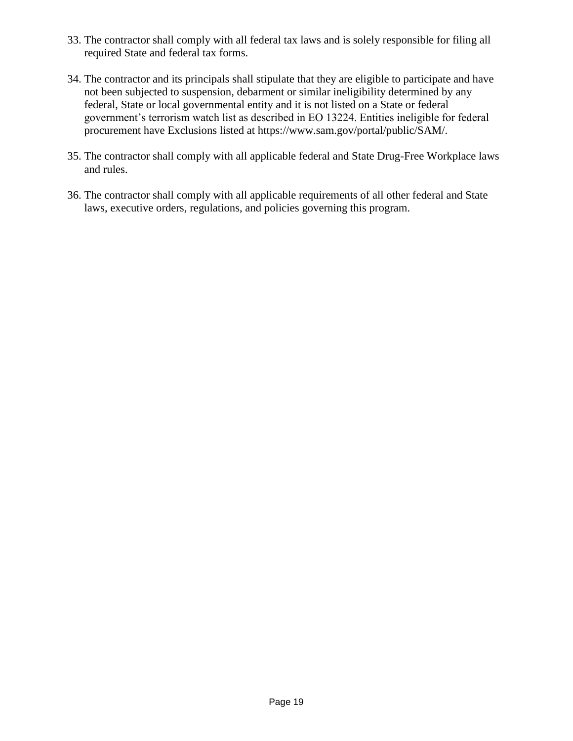33. The contractor shall comply with all federal tax laws and is solely responsible for filing all required State and federal tax forms.

34. The contractor and its principals shall stipulate that they are eligible to participate and have not been subjected to suspension, debarment or similar ineligibility determined by any federal, State or local governmental entity and it is not listed on a State or federal government's terrorism watch list as described in EO 13224. Entities ineligible for federal procurement have Exclusions listed at https://www.sam.gov/portal/public/SAM/.

35. The contractor shall comply with all applicable federal and State Drug-Free Workplace laws and rules.

36. The contractor shall comply with all applicable requirements of all other federal and State laws, executive orders, regulations, and policies governing this program.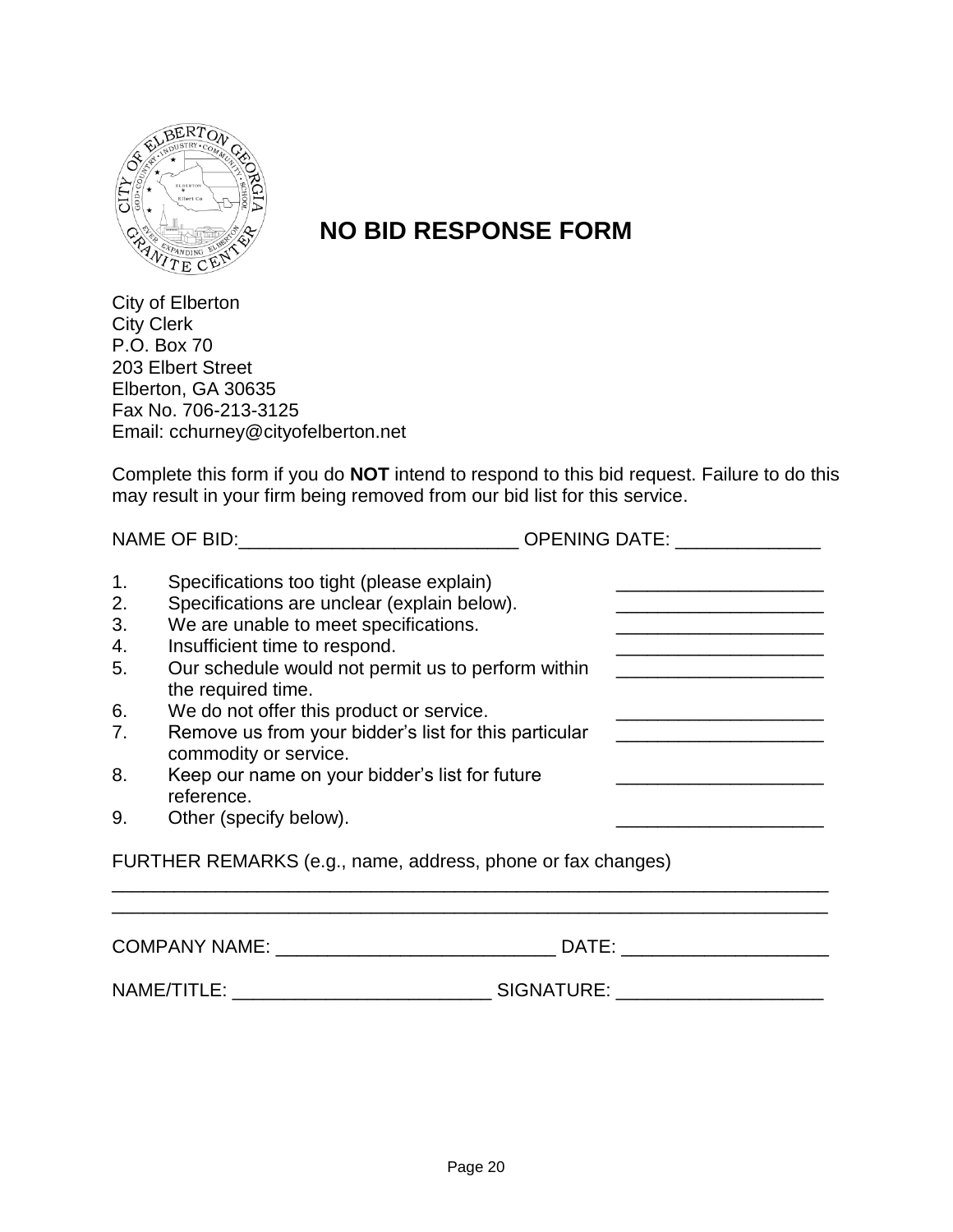# NO BID RESPONSE FORM

City of Elberton
City Clerk
P.O. Box 70
203 Elbert Street
Elberton, GA 30635
Fax No. 706-213-3125
Email: cchurney@cityofelberton.net

Complete this form if you do **NOT** intend to respond to this bid request. Failure to do this may result in your firm being removed from our bid list for this service.

NAME OF BID:___________________________ OPENING DATE: ______________

1. Specifications too tight (please explain) ____________________
2. Specifications are unclear (explain below). ____________________
3. We are unable to meet specifications. ____________________
4. Insufficient time to respond. ____________________
5. Our schedule would not permit us to perform within the required time. ____________________
6. We do not offer this product or service. ____________________
7. Remove us from your bidder's list for this particular commodity or service. ____________________
8. Keep our name on your bidder's list for future reference. ____________________
9. Other (specify below). ____________________

FURTHER REMARKS (e.g., name, address, phone or fax changes)

______________________________________________________________________

______________________________________________________________________

COMPANY NAME: ___________________________ DATE: ____________________

NAME/TITLE: _________________________ SIGNATURE: ____________________